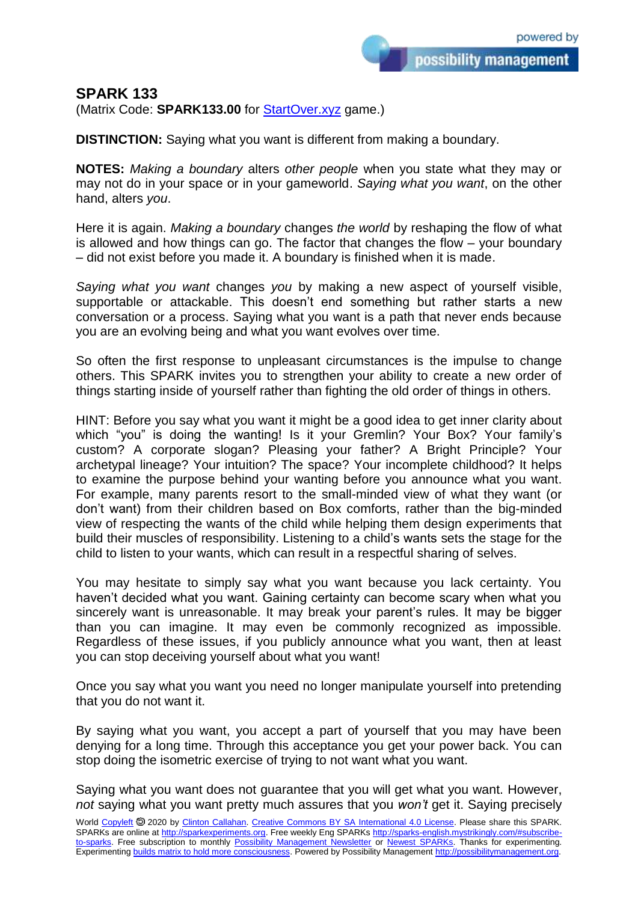## SPARK 133

(Matrix Code: **SPARK133.00** for [StartOver.xyz](StartOver.xyz) game.)

**DISTINCTION:** Saying what you want is different from making a boundary.

**NOTES:** *Making a boundary* alters *other people* when you state what they may or may not do in your space or in your gameworld. *Saying what you want*, on the other hand, alters *you*.

Here it is again. *Making a boundary* changes *the world* by reshaping the flow of what is allowed and how things can go. The factor that changes the flow – your boundary – did not exist before you made it. A boundary is finished when it is made.

*Saying what you want* changes *you* by making a new aspect of yourself visible, supportable or attackable. This doesn't end something but rather starts a new conversation or a process. Saying what you want is a path that never ends because you are an evolving being and what you want evolves over time.

So often the first response to unpleasant circumstances is the impulse to change others. This SPARK invites you to strengthen your ability to create a new order of things starting inside of yourself rather than fighting the old order of things in others.

HINT: Before you say what you want it might be a good idea to get inner clarity about which "you" is doing the wanting! Is it your Gremlin? Your Box? Your family's custom? A corporate slogan? Pleasing your father? A Bright Principle? Your archetypal lineage? Your intuition? The space? Your incomplete childhood? It helps to examine the purpose behind your wanting before you announce what you want. For example, many parents resort to the small-minded view of what they want (or don't want) from their children based on Box comforts, rather than the big-minded view of respecting the wants of the child while helping them design experiments that build their muscles of responsibility. Listening to a child's wants sets the stage for the child to listen to your wants, which can result in a respectful sharing of selves.

You may hesitate to simply say what you want because you lack certainty. You haven't decided what you want. Gaining certainty can become scary when what you sincerely want is unreasonable. It may break your parent's rules. It may be bigger than you can imagine. It may even be commonly recognized as impossible. Regardless of these issues, if you publicly announce what you want, then at least you can stop deceiving yourself about what you want!

Once you say what you want you need no longer manipulate yourself into pretending that you do not want it.

By saying what you want, you accept a part of yourself that you may have been denying for a long time. Through this acceptance you get your power back. You can stop doing the isometric exercise of trying to not want what you want.

Saying what you want does not guarantee that you will get what you want. However, *not* saying what you want pretty much assures that you *won't* get it. Saying precisely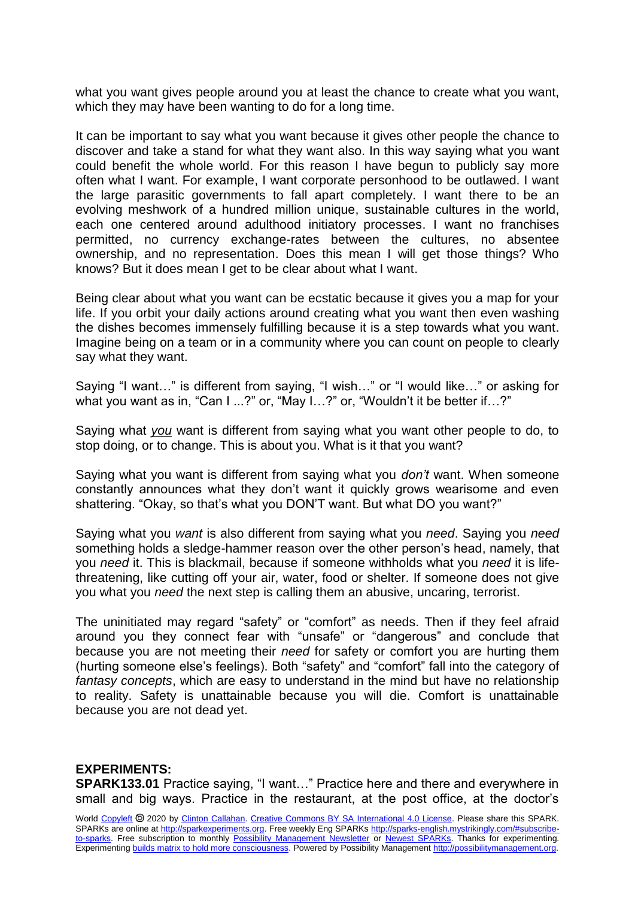what you want gives people around you at least the chance to create what you want, which they may have been wanting to do for a long time.

It can be important to say what you want because it gives other people the chance to discover and take a stand for what they want also. In this way saying what you want could benefit the whole world. For this reason I have begun to publicly say more often what I want. For example, I want corporate personhood to be outlawed. I want the large parasitic governments to fall apart completely. I want there to be an evolving meshwork of a hundred million unique, sustainable cultures in the world, each one centered around adulthood initiatory processes. I want no franchises permitted, no currency exchange-rates between the cultures, no absentee ownership, and no representation. Does this mean I will get those things? Who knows? But it does mean I get to be clear about what I want.

Being clear about what you want can be ecstatic because it gives you a map for your life. If you orbit your daily actions around creating what you want then even washing the dishes becomes immensely fulfilling because it is a step towards what you want. Imagine being on a team or in a community where you can count on people to clearly say what they want.

Saying "I want…" is different from saying, "I wish…" or "I would like…" or asking for what you want as in, "Can I ...?" or, "May I…?" or, "Wouldn't it be better if…?"

Saying what ***you*** want is different from saying what you want other people to do, to stop doing, or to change. This is about you. What is it that you want?

Saying what you want is different from saying what you *don't* want. When someone constantly announces what they don't want it quickly grows wearisome and even shattering. "Okay, so that's what you DON'T want. But what DO you want?"

Saying what you *want* is also different from saying what you *need*. Saying you *need* something holds a sledge-hammer reason over the other person's head, namely, that you *need* it. This is blackmail, because if someone withholds what you *need* it is life-threatening, like cutting off your air, water, food or shelter. If someone does not give you what you *need* the next step is calling them an abusive, uncaring, terrorist.

The uninitiated may regard "safety" or "comfort" as needs. Then if they feel afraid around you they connect fear with "unsafe" or "dangerous" and conclude that because you are not meeting their *need* for safety or comfort you are hurting them (hurting someone else's feelings). Both "safety" and "comfort" fall into the category of *fantasy concepts*, which are easy to understand in the mind but have no relationship to reality. Safety is unattainable because you will die. Comfort is unattainable because you are not dead yet.

**EXPERIMENTS:**

**SPARK133.01** Practice saying, "I want…" Practice here and there and everywhere in small and big ways. Practice in the restaurant, at the post office, at the doctor's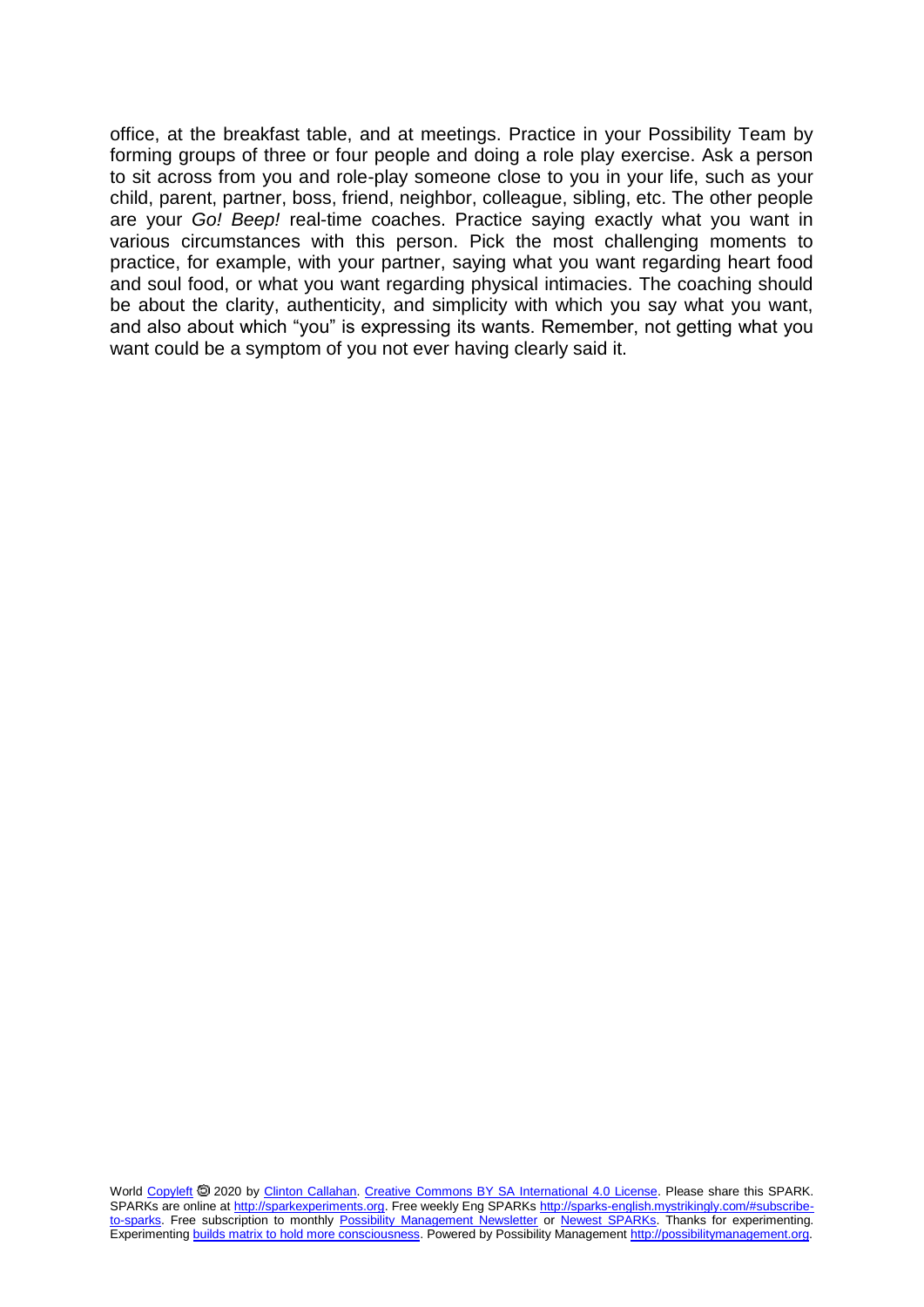office, at the breakfast table, and at meetings. Practice in your Possibility Team by forming groups of three or four people and doing a role play exercise. Ask a person to sit across from you and role-play someone close to you in your life, such as your child, parent, partner, boss, friend, neighbor, colleague, sibling, etc. The other people are your *Go! Beep!* real-time coaches. Practice saying exactly what you want in various circumstances with this person. Pick the most challenging moments to practice, for example, with your partner, saying what you want regarding heart food and soul food, or what you want regarding physical intimacies. The coaching should be about the clarity, authenticity, and simplicity with which you say what you want, and also about which "you" is expressing its wants. Remember, not getting what you want could be a symptom of you not ever having clearly said it.

World Copyleft 🄯 2020 by Clinton Callahan. Creative Commons BY SA International 4.0 License. Please share this SPARK. SPARKs are online at http://sparkexperiments.org. Free weekly Eng SPARKs http://sparks-english.mystrikingly.com/#subscribe-to-sparks. Free subscription to monthly Possibility Management Newsletter or Newest SPARKs. Thanks for experimenting. Experimenting builds matrix to hold more consciousness. Powered by Possibility Management http://possibilitymanagement.org.